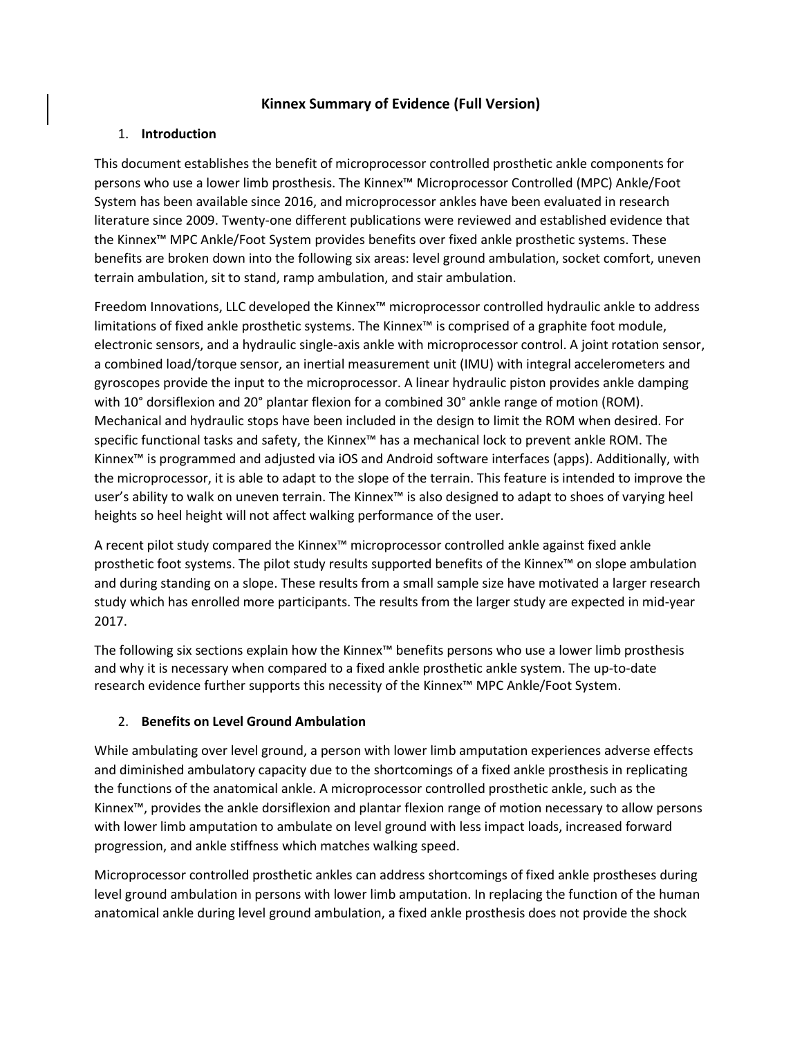# Kinnex Summary of Evidence (Full Version)

## 1. Introduction

This document establishes the benefit of microprocessor controlled prosthetic ankle components for persons who use a lower limb prosthesis. The Kinnex™ Microprocessor Controlled (MPC) Ankle/Foot System has been available since 2016, and microprocessor ankles have been evaluated in research literature since 2009. Twenty-one different publications were reviewed and established evidence that the Kinnex™ MPC Ankle/Foot System provides benefits over fixed ankle prosthetic systems. These benefits are broken down into the following six areas: level ground ambulation, socket comfort, uneven terrain ambulation, sit to stand, ramp ambulation, and stair ambulation.

Freedom Innovations, LLC developed the Kinnex™ microprocessor controlled hydraulic ankle to address limitations of fixed ankle prosthetic systems. The Kinnex™ is comprised of a graphite foot module, electronic sensors, and a hydraulic single-axis ankle with microprocessor control. A joint rotation sensor, a combined load/torque sensor, an inertial measurement unit (IMU) with integral accelerometers and gyroscopes provide the input to the microprocessor. A linear hydraulic piston provides ankle damping with 10° dorsiflexion and 20° plantar flexion for a combined 30° ankle range of motion (ROM). Mechanical and hydraulic stops have been included in the design to limit the ROM when desired. For specific functional tasks and safety, the Kinnex™ has a mechanical lock to prevent ankle ROM. The Kinnex™ is programmed and adjusted via iOS and Android software interfaces (apps). Additionally, with the microprocessor, it is able to adapt to the slope of the terrain. This feature is intended to improve the user's ability to walk on uneven terrain. The Kinnex™ is also designed to adapt to shoes of varying heel heights so heel height will not affect walking performance of the user.

A recent pilot study compared the Kinnex™ microprocessor controlled ankle against fixed ankle prosthetic foot systems. The pilot study results supported benefits of the Kinnex™ on slope ambulation and during standing on a slope. These results from a small sample size have motivated a larger research study which has enrolled more participants. The results from the larger study are expected in mid-year 2017.

The following six sections explain how the Kinnex™ benefits persons who use a lower limb prosthesis and why it is necessary when compared to a fixed ankle prosthetic ankle system. The up-to-date research evidence further supports this necessity of the Kinnex™ MPC Ankle/Foot System.

## 2. Benefits on Level Ground Ambulation

While ambulating over level ground, a person with lower limb amputation experiences adverse effects and diminished ambulatory capacity due to the shortcomings of a fixed ankle prosthesis in replicating the functions of the anatomical ankle. A microprocessor controlled prosthetic ankle, such as the Kinnex™, provides the ankle dorsiflexion and plantar flexion range of motion necessary to allow persons with lower limb amputation to ambulate on level ground with less impact loads, increased forward progression, and ankle stiffness which matches walking speed.

Microprocessor controlled prosthetic ankles can address shortcomings of fixed ankle prostheses during level ground ambulation in persons with lower limb amputation. In replacing the function of the human anatomical ankle during level ground ambulation, a fixed ankle prosthesis does not provide the shock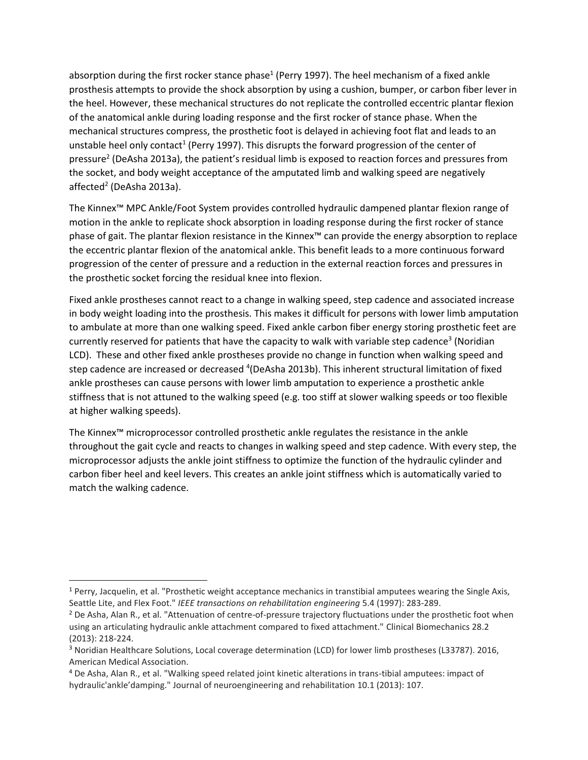absorption during the first rocker stance phase[1] (Perry 1997). The heel mechanism of a fixed ankle prosthesis attempts to provide the shock absorption by using a cushion, bumper, or carbon fiber lever in the heel. However, these mechanical structures do not replicate the controlled eccentric plantar flexion of the anatomical ankle during loading response and the first rocker of stance phase. When the mechanical structures compress, the prosthetic foot is delayed in achieving foot flat and leads to an unstable heel only contact[1] (Perry 1997). This disrupts the forward progression of the center of pressure[2] (DeAsha 2013a), the patient's residual limb is exposed to reaction forces and pressures from the socket, and body weight acceptance of the amputated limb and walking speed are negatively affected[2] (DeAsha 2013a).

The Kinnex™ MPC Ankle/Foot System provides controlled hydraulic dampened plantar flexion range of motion in the ankle to replicate shock absorption in loading response during the first rocker of stance phase of gait. The plantar flexion resistance in the Kinnex™ can provide the energy absorption to replace the eccentric plantar flexion of the anatomical ankle. This benefit leads to a more continuous forward progression of the center of pressure and a reduction in the external reaction forces and pressures in the prosthetic socket forcing the residual knee into flexion.

Fixed ankle prostheses cannot react to a change in walking speed, step cadence and associated increase in body weight loading into the prosthesis. This makes it difficult for persons with lower limb amputation to ambulate at more than one walking speed. Fixed ankle carbon fiber energy storing prosthetic feet are currently reserved for patients that have the capacity to walk with variable step cadence[3] (Noridian LCD). These and other fixed ankle prostheses provide no change in function when walking speed and step cadence are increased or decreased [4](DeAsha 2013b). This inherent structural limitation of fixed ankle prostheses can cause persons with lower limb amputation to experience a prosthetic ankle stiffness that is not attuned to the walking speed (e.g. too stiff at slower walking speeds or too flexible at higher walking speeds).

The Kinnex™ microprocessor controlled prosthetic ankle regulates the resistance in the ankle throughout the gait cycle and reacts to changes in walking speed and step cadence. With every step, the microprocessor adjusts the ankle joint stiffness to optimize the function of the hydraulic cylinder and carbon fiber heel and keel levers. This creates an ankle joint stiffness which is automatically varied to match the walking cadence.

---

[1] Perry, Jacquelin, et al. "Prosthetic weight acceptance mechanics in transtibial amputees wearing the Single Axis, Seattle Lite, and Flex Foot." *IEEE transactions on rehabilitation engineering* 5.4 (1997): 283-289.

[2] De Asha, Alan R., et al. "Attenuation of centre-of-pressure trajectory fluctuations under the prosthetic foot when using an articulating hydraulic ankle attachment compared to fixed attachment." Clinical Biomechanics 28.2 (2013): 218-224.

[3] Noridian Healthcare Solutions, Local coverage determination (LCD) for lower limb prostheses (L33787). 2016, American Medical Association.

[4] De Asha, Alan R., et al. "Walking speed related joint kinetic alterations in trans-tibial amputees: impact of hydraulic'ankle'damping." Journal of neuroengineering and rehabilitation 10.1 (2013): 107.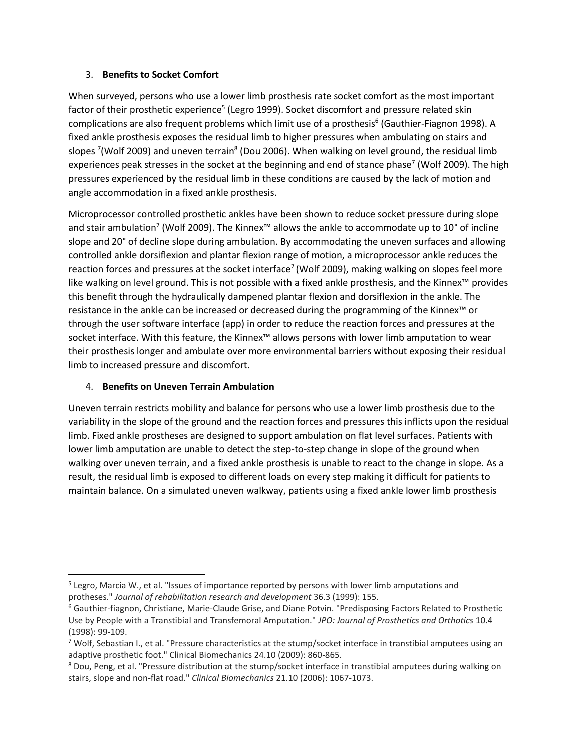3. **Benefits to Socket Comfort**

When surveyed, persons who use a lower limb prosthesis rate socket comfort as the most important factor of their prosthetic experience[5] (Legro 1999). Socket discomfort and pressure related skin complications are also frequent problems which limit use of a prosthesis[6] (Gauthier-Fiagnon 1998). A fixed ankle prosthesis exposes the residual limb to higher pressures when ambulating on stairs and slopes [7](Wolf 2009) and uneven terrain[8] (Dou 2006). When walking on level ground, the residual limb experiences peak stresses in the socket at the beginning and end of stance phase[7] (Wolf 2009). The high pressures experienced by the residual limb in these conditions are caused by the lack of motion and angle accommodation in a fixed ankle prosthesis.

Microprocessor controlled prosthetic ankles have been shown to reduce socket pressure during slope and stair ambulation[7] (Wolf 2009). The Kinnex™ allows the ankle to accommodate up to 10° of incline slope and 20° of decline slope during ambulation. By accommodating the uneven surfaces and allowing controlled ankle dorsiflexion and plantar flexion range of motion, a microprocessor ankle reduces the reaction forces and pressures at the socket interface[7] (Wolf 2009), making walking on slopes feel more like walking on level ground. This is not possible with a fixed ankle prosthesis, and the Kinnex™ provides this benefit through the hydraulically dampened plantar flexion and dorsiflexion in the ankle. The resistance in the ankle can be increased or decreased during the programming of the Kinnex™ or through the user software interface (app) in order to reduce the reaction forces and pressures at the socket interface. With this feature, the Kinnex™ allows persons with lower limb amputation to wear their prosthesis longer and ambulate over more environmental barriers without exposing their residual limb to increased pressure and discomfort.

4. **Benefits on Uneven Terrain Ambulation**

Uneven terrain restricts mobility and balance for persons who use a lower limb prosthesis due to the variability in the slope of the ground and the reaction forces and pressures this inflicts upon the residual limb. Fixed ankle prostheses are designed to support ambulation on flat level surfaces. Patients with lower limb amputation are unable to detect the step-to-step change in slope of the ground when walking over uneven terrain, and a fixed ankle prosthesis is unable to react to the change in slope. As a result, the residual limb is exposed to different loads on every step making it difficult for patients to maintain balance. On a simulated uneven walkway, patients using a fixed ankle lower limb prosthesis

---

[5] Legro, Marcia W., et al. "Issues of importance reported by persons with lower limb amputations and protheses." *Journal of rehabilitation research and development* 36.3 (1999): 155.

[6] Gauthier-fiagnon, Christiane, Marie-Claude Grise, and Diane Potvin. "Predisposing Factors Related to Prosthetic Use by People with a Transtibial and Transfemoral Amputation." *JPO: Journal of Prosthetics and Orthotics* 10.4 (1998): 99-109.

[7] Wolf, Sebastian I., et al. "Pressure characteristics at the stump/socket interface in transtibial amputees using an adaptive prosthetic foot." Clinical Biomechanics 24.10 (2009): 860-865.

[8] Dou, Peng, et al. "Pressure distribution at the stump/socket interface in transtibial amputees during walking on stairs, slope and non-flat road." *Clinical Biomechanics* 21.10 (2006): 1067-1073.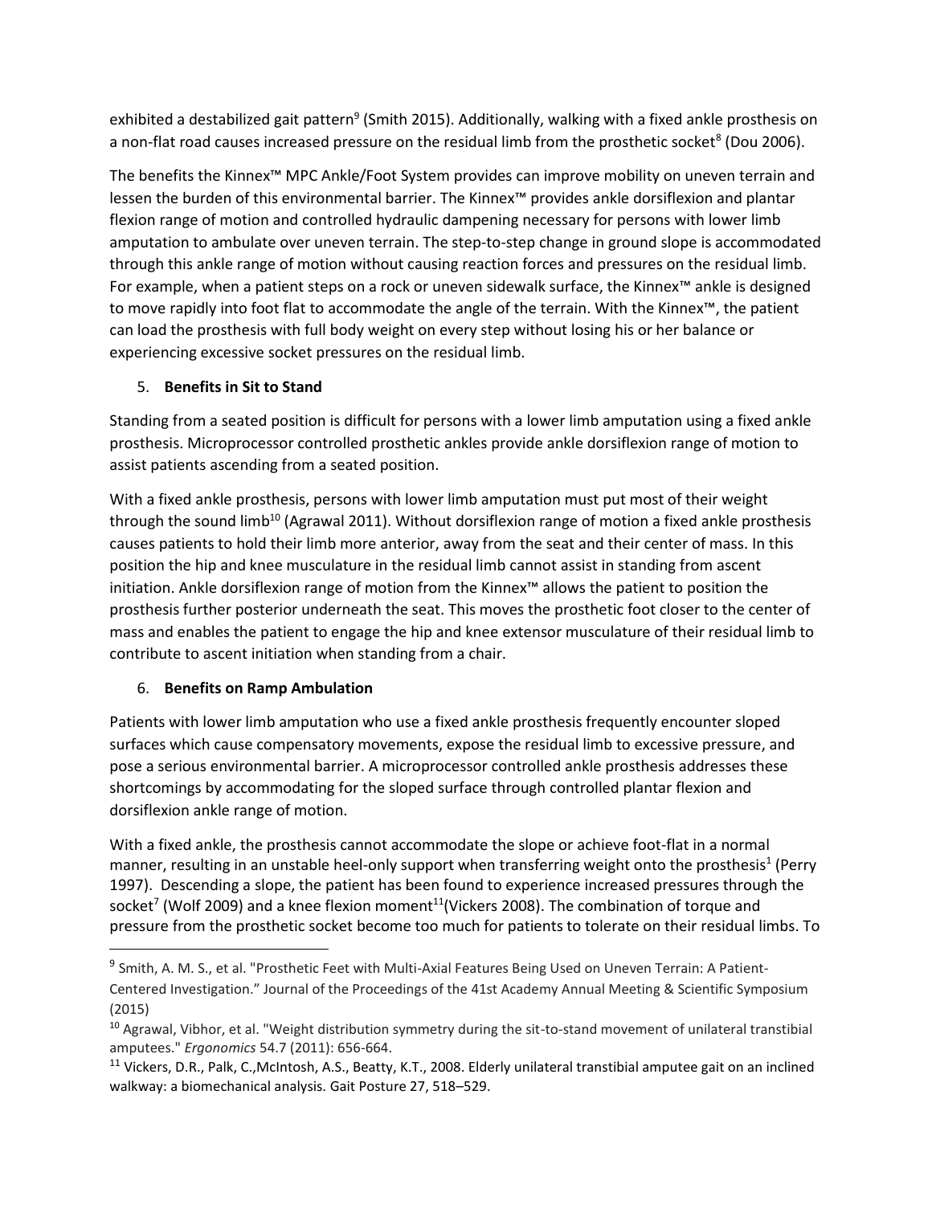exhibited a destabilized gait pattern[9] (Smith 2015). Additionally, walking with a fixed ankle prosthesis on a non-flat road causes increased pressure on the residual limb from the prosthetic socket[8] (Dou 2006).

The benefits the Kinnex™ MPC Ankle/Foot System provides can improve mobility on uneven terrain and lessen the burden of this environmental barrier. The Kinnex™ provides ankle dorsiflexion and plantar flexion range of motion and controlled hydraulic dampening necessary for persons with lower limb amputation to ambulate over uneven terrain. The step-to-step change in ground slope is accommodated through this ankle range of motion without causing reaction forces and pressures on the residual limb. For example, when a patient steps on a rock or uneven sidewalk surface, the Kinnex™ ankle is designed to move rapidly into foot flat to accommodate the angle of the terrain. With the Kinnex™, the patient can load the prosthesis with full body weight on every step without losing his or her balance or experiencing excessive socket pressures on the residual limb.

5. **Benefits in Sit to Stand**

Standing from a seated position is difficult for persons with a lower limb amputation using a fixed ankle prosthesis. Microprocessor controlled prosthetic ankles provide ankle dorsiflexion range of motion to assist patients ascending from a seated position.

With a fixed ankle prosthesis, persons with lower limb amputation must put most of their weight through the sound limb[10] (Agrawal 2011). Without dorsiflexion range of motion a fixed ankle prosthesis causes patients to hold their limb more anterior, away from the seat and their center of mass. In this position the hip and knee musculature in the residual limb cannot assist in standing from ascent initiation. Ankle dorsiflexion range of motion from the Kinnex™ allows the patient to position the prosthesis further posterior underneath the seat. This moves the prosthetic foot closer to the center of mass and enables the patient to engage the hip and knee extensor musculature of their residual limb to contribute to ascent initiation when standing from a chair.

6. **Benefits on Ramp Ambulation**

Patients with lower limb amputation who use a fixed ankle prosthesis frequently encounter sloped surfaces which cause compensatory movements, expose the residual limb to excessive pressure, and pose a serious environmental barrier. A microprocessor controlled ankle prosthesis addresses these shortcomings by accommodating for the sloped surface through controlled plantar flexion and dorsiflexion ankle range of motion.

With a fixed ankle, the prosthesis cannot accommodate the slope or achieve foot-flat in a normal manner, resulting in an unstable heel-only support when transferring weight onto the prosthesis[1] (Perry 1997). Descending a slope, the patient has been found to experience increased pressures through the socket[7] (Wolf 2009) and a knee flexion moment[11] (Vickers 2008). The combination of torque and pressure from the prosthetic socket become too much for patients to tolerate on their residual limbs. To

---

[9] Smith, A. M. S., et al. "Prosthetic Feet with Multi-Axial Features Being Used on Uneven Terrain: A Patient-Centered Investigation." Journal of the Proceedings of the 41st Academy Annual Meeting & Scientific Symposium (2015)

[10] Agrawal, Vibhor, et al. "Weight distribution symmetry during the sit-to-stand movement of unilateral transtibial amputees." *Ergonomics* 54.7 (2011): 656-664.

[11] Vickers, D.R., Palk, C.,McIntosh, A.S., Beatty, K.T., 2008. Elderly unilateral transtibial amputee gait on an inclined walkway: a biomechanical analysis. Gait Posture 27, 518–529.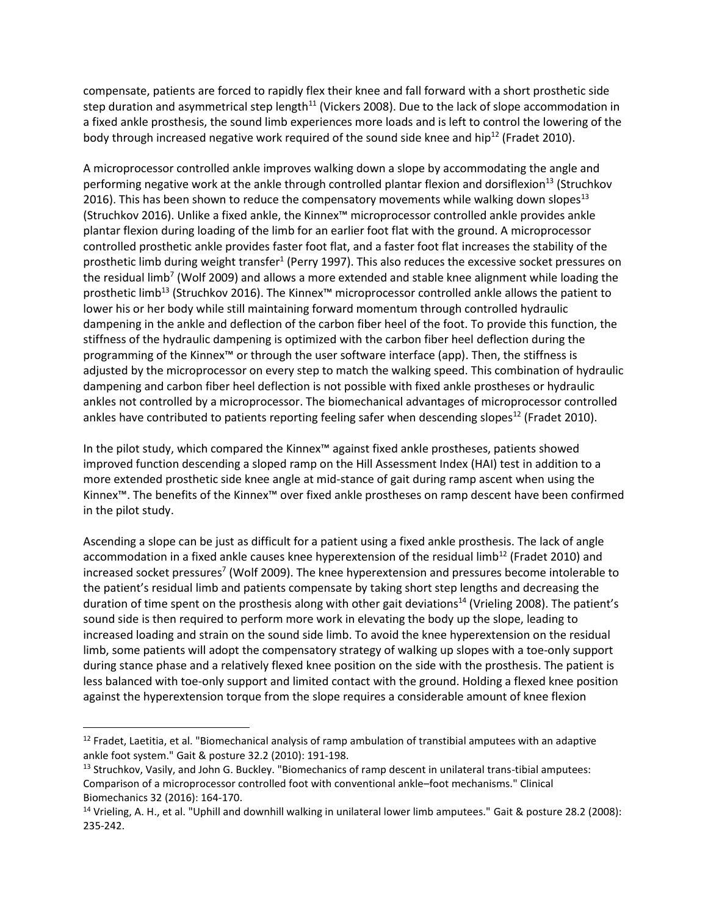compensate, patients are forced to rapidly flex their knee and fall forward with a short prosthetic side step duration and asymmetrical step length[11] (Vickers 2008). Due to the lack of slope accommodation in a fixed ankle prosthesis, the sound limb experiences more loads and is left to control the lowering of the body through increased negative work required of the sound side knee and hip[12] (Fradet 2010).

A microprocessor controlled ankle improves walking down a slope by accommodating the angle and performing negative work at the ankle through controlled plantar flexion and dorsiflexion[13] (Struchkov 2016). This has been shown to reduce the compensatory movements while walking down slopes[13] (Struchkov 2016). Unlike a fixed ankle, the Kinnex™ microprocessor controlled ankle provides ankle plantar flexion during loading of the limb for an earlier foot flat with the ground. A microprocessor controlled prosthetic ankle provides faster foot flat, and a faster foot flat increases the stability of the prosthetic limb during weight transfer[1] (Perry 1997). This also reduces the excessive socket pressures on the residual limb[7] (Wolf 2009) and allows a more extended and stable knee alignment while loading the prosthetic limb[13] (Struchkov 2016). The Kinnex™ microprocessor controlled ankle allows the patient to lower his or her body while still maintaining forward momentum through controlled hydraulic dampening in the ankle and deflection of the carbon fiber heel of the foot. To provide this function, the stiffness of the hydraulic dampening is optimized with the carbon fiber heel deflection during the programming of the Kinnex™ or through the user software interface (app). Then, the stiffness is adjusted by the microprocessor on every step to match the walking speed. This combination of hydraulic dampening and carbon fiber heel deflection is not possible with fixed ankle prostheses or hydraulic ankles not controlled by a microprocessor. The biomechanical advantages of microprocessor controlled ankles have contributed to patients reporting feeling safer when descending slopes[12] (Fradet 2010).

In the pilot study, which compared the Kinnex™ against fixed ankle prostheses, patients showed improved function descending a sloped ramp on the Hill Assessment Index (HAI) test in addition to a more extended prosthetic side knee angle at mid-stance of gait during ramp ascent when using the Kinnex™. The benefits of the Kinnex™ over fixed ankle prostheses on ramp descent have been confirmed in the pilot study.

Ascending a slope can be just as difficult for a patient using a fixed ankle prosthesis. The lack of angle accommodation in a fixed ankle causes knee hyperextension of the residual limb[12] (Fradet 2010) and increased socket pressures[7] (Wolf 2009). The knee hyperextension and pressures become intolerable to the patient's residual limb and patients compensate by taking short step lengths and decreasing the duration of time spent on the prosthesis along with other gait deviations[14] (Vrieling 2008). The patient's sound side is then required to perform more work in elevating the body up the slope, leading to increased loading and strain on the sound side limb. To avoid the knee hyperextension on the residual limb, some patients will adopt the compensatory strategy of walking up slopes with a toe-only support during stance phase and a relatively flexed knee position on the side with the prosthesis. The patient is less balanced with toe-only support and limited contact with the ground. Holding a flexed knee position against the hyperextension torque from the slope requires a considerable amount of knee flexion

---

[12] Fradet, Laetitia, et al. "Biomechanical analysis of ramp ambulation of transtibial amputees with an adaptive ankle foot system." Gait & posture 32.2 (2010): 191-198.

[13] Struchkov, Vasily, and John G. Buckley. "Biomechanics of ramp descent in unilateral trans-tibial amputees: Comparison of a microprocessor controlled foot with conventional ankle–foot mechanisms." Clinical Biomechanics 32 (2016): 164-170.

[14] Vrieling, A. H., et al. "Uphill and downhill walking in unilateral lower limb amputees." Gait & posture 28.2 (2008): 235-242.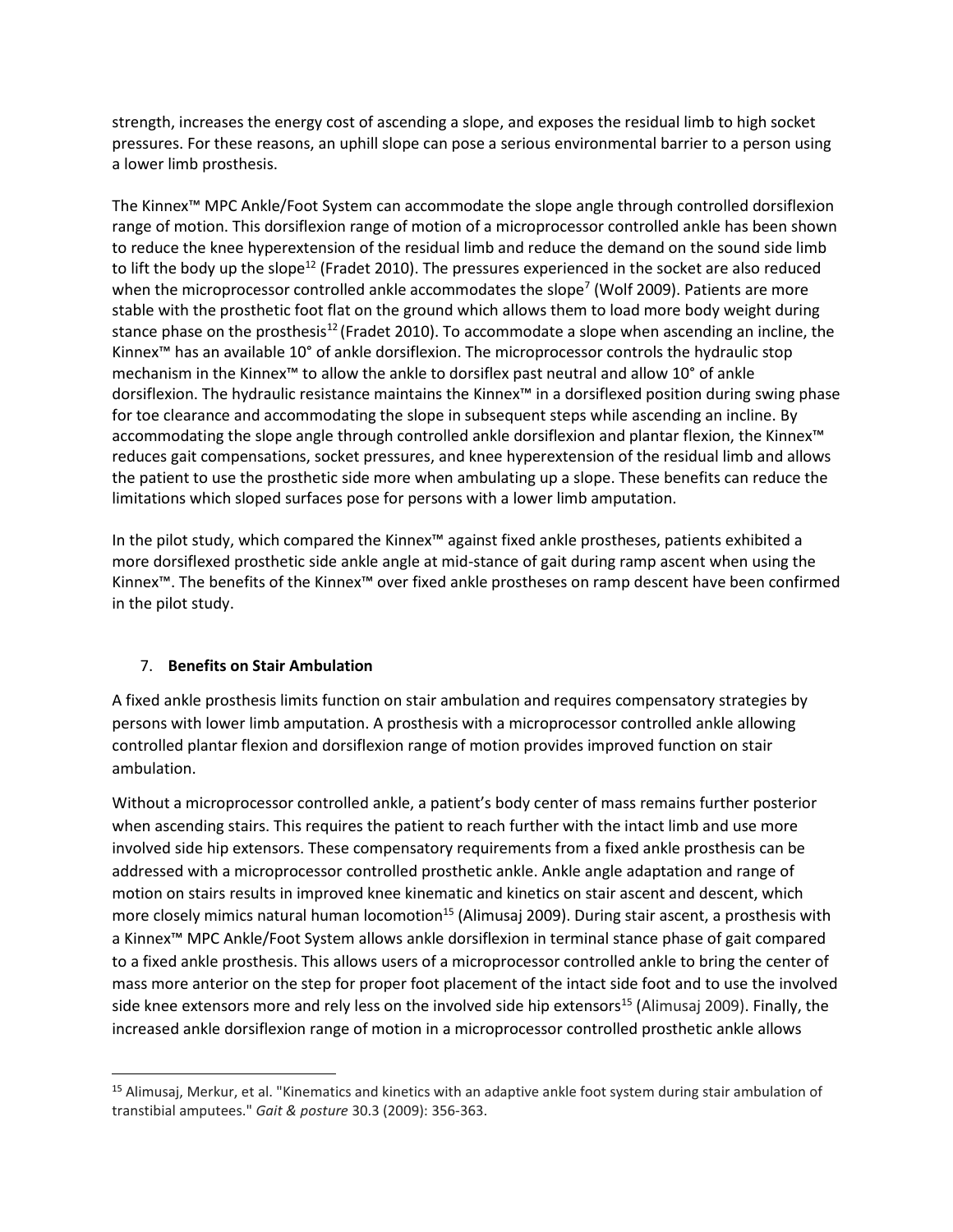strength, increases the energy cost of ascending a slope, and exposes the residual limb to high socket pressures. For these reasons, an uphill slope can pose a serious environmental barrier to a person using a lower limb prosthesis.

The Kinnex™ MPC Ankle/Foot System can accommodate the slope angle through controlled dorsiflexion range of motion. This dorsiflexion range of motion of a microprocessor controlled ankle has been shown to reduce the knee hyperextension of the residual limb and reduce the demand on the sound side limb to lift the body up the slope[12] (Fradet 2010). The pressures experienced in the socket are also reduced when the microprocessor controlled ankle accommodates the slope[7] (Wolf 2009). Patients are more stable with the prosthetic foot flat on the ground which allows them to load more body weight during stance phase on the prosthesis[12] (Fradet 2010). To accommodate a slope when ascending an incline, the Kinnex™ has an available 10° of ankle dorsiflexion. The microprocessor controls the hydraulic stop mechanism in the Kinnex™ to allow the ankle to dorsiflex past neutral and allow 10° of ankle dorsiflexion. The hydraulic resistance maintains the Kinnex™ in a dorsiflexed position during swing phase for toe clearance and accommodating the slope in subsequent steps while ascending an incline. By accommodating the slope angle through controlled ankle dorsiflexion and plantar flexion, the Kinnex™ reduces gait compensations, socket pressures, and knee hyperextension of the residual limb and allows the patient to use the prosthetic side more when ambulating up a slope. These benefits can reduce the limitations which sloped surfaces pose for persons with a lower limb amputation.

In the pilot study, which compared the Kinnex™ against fixed ankle prostheses, patients exhibited a more dorsiflexed prosthetic side ankle angle at mid-stance of gait during ramp ascent when using the Kinnex™. The benefits of the Kinnex™ over fixed ankle prostheses on ramp descent have been confirmed in the pilot study.

## 7. **Benefits on Stair Ambulation**

A fixed ankle prosthesis limits function on stair ambulation and requires compensatory strategies by persons with lower limb amputation. A prosthesis with a microprocessor controlled ankle allowing controlled plantar flexion and dorsiflexion range of motion provides improved function on stair ambulation.

Without a microprocessor controlled ankle, a patient's body center of mass remains further posterior when ascending stairs. This requires the patient to reach further with the intact limb and use more involved side hip extensors. These compensatory requirements from a fixed ankle prosthesis can be addressed with a microprocessor controlled prosthetic ankle. Ankle angle adaptation and range of motion on stairs results in improved knee kinematic and kinetics on stair ascent and descent, which more closely mimics natural human locomotion[15] (Alimusaj 2009). During stair ascent, a prosthesis with a Kinnex™ MPC Ankle/Foot System allows ankle dorsiflexion in terminal stance phase of gait compared to a fixed ankle prosthesis. This allows users of a microprocessor controlled ankle to bring the center of mass more anterior on the step for proper foot placement of the intact side foot and to use the involved side knee extensors more and rely less on the involved side hip extensors[15] (Alimusaj 2009). Finally, the increased ankle dorsiflexion range of motion in a microprocessor controlled prosthetic ankle allows

---

[15] Alimusaj, Merkur, et al. "Kinematics and kinetics with an adaptive ankle foot system during stair ambulation of transtibial amputees." *Gait & posture* 30.3 (2009): 356-363.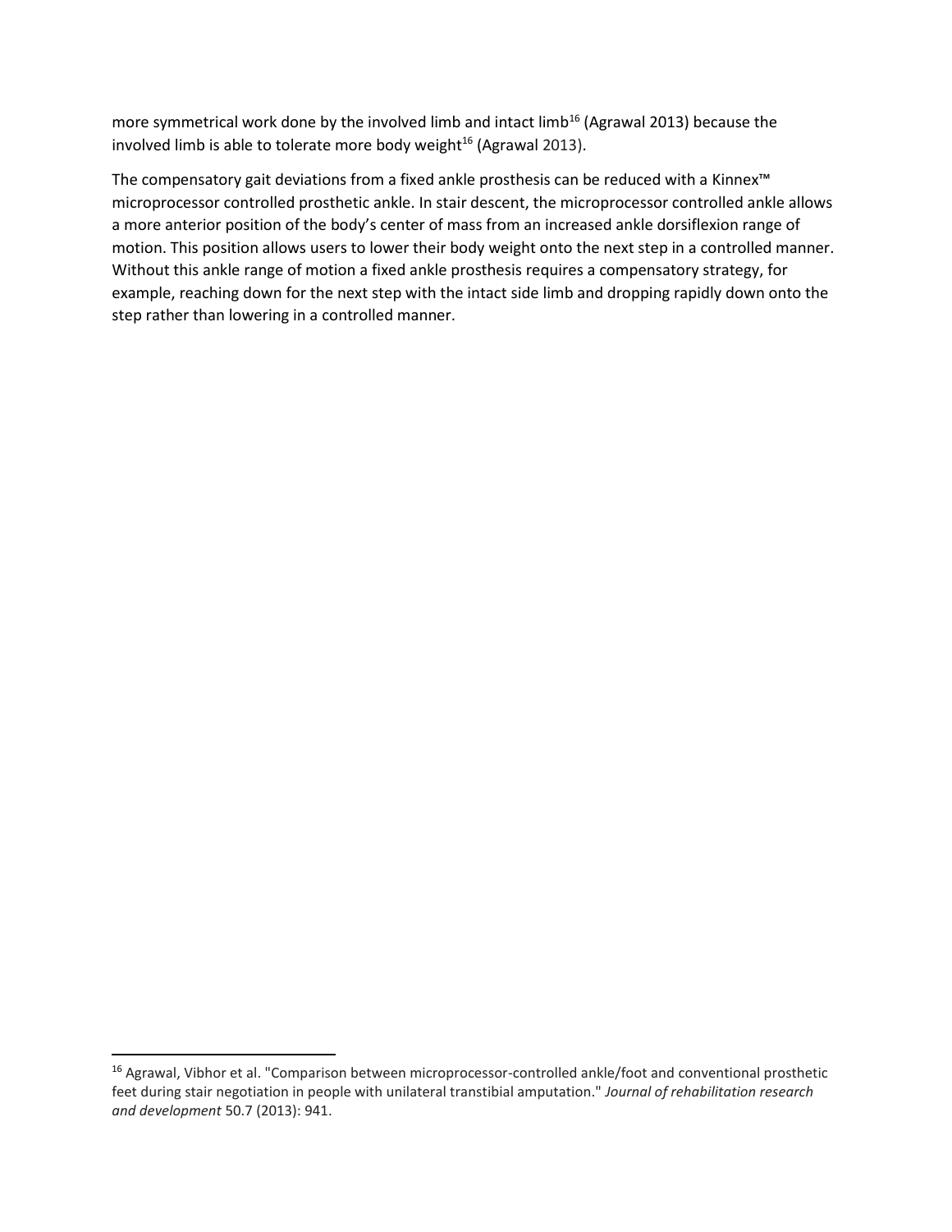more symmetrical work done by the involved limb and intact limb[16] (Agrawal 2013) because the involved limb is able to tolerate more body weight[16] (Agrawal 2013).

The compensatory gait deviations from a fixed ankle prosthesis can be reduced with a Kinnex™ microprocessor controlled prosthetic ankle. In stair descent, the microprocessor controlled ankle allows a more anterior position of the body's center of mass from an increased ankle dorsiflexion range of motion. This position allows users to lower their body weight onto the next step in a controlled manner. Without this ankle range of motion a fixed ankle prosthesis requires a compensatory strategy, for example, reaching down for the next step with the intact side limb and dropping rapidly down onto the step rather than lowering in a controlled manner.

---

[16] Agrawal, Vibhor et al. "Comparison between microprocessor-controlled ankle/foot and conventional prosthetic feet during stair negotiation in people with unilateral transtibial amputation." *Journal of rehabilitation research and development* 50.7 (2013): 941.